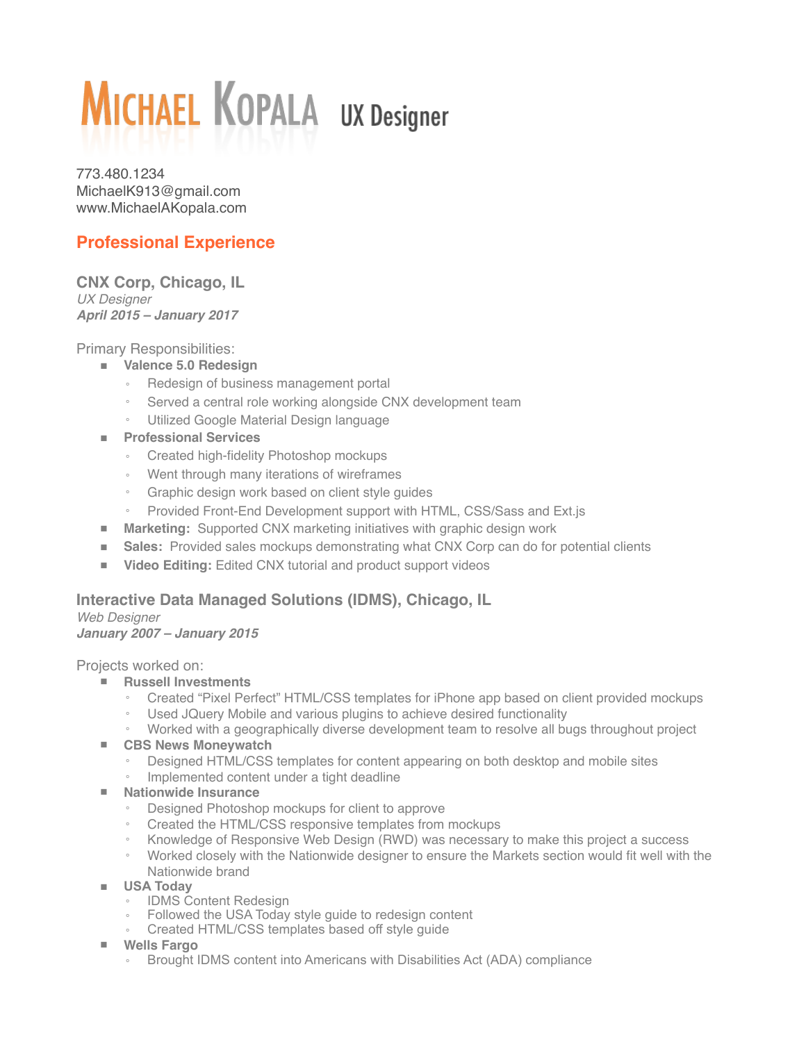# Michael Kopala UX Designer

773.480.1234
MichaelK913@gmail.com
www.MichaelAKopala.com

## Professional Experience

### CNX Corp, Chicago, IL

*UX Designer*
***April 2015 – January 2017***

Primary Responsibilities:

- **Valence 5.0 Redesign**
  - Redesign of business management portal
  - Served a central role working alongside CNX development team
  - Utilized Google Material Design language
- **Professional Services**
  - Created high-fidelity Photoshop mockups
  - Went through many iterations of wireframes
  - Graphic design work based on client style guides
  - Provided Front-End Development support with HTML, CSS/Sass and Ext.js
- **Marketing:** Supported CNX marketing initiatives with graphic design work
- **Sales:** Provided sales mockups demonstrating what CNX Corp can do for potential clients
- **Video Editing:** Edited CNX tutorial and product support videos

### Interactive Data Managed Solutions (IDMS), Chicago, IL

*Web Designer*
***January 2007 – January 2015***

Projects worked on:

- **Russell Investments**
  - Created "Pixel Perfect" HTML/CSS templates for iPhone app based on client provided mockups
  - Used JQuery Mobile and various plugins to achieve desired functionality
  - Worked with a geographically diverse development team to resolve all bugs throughout project
- **CBS News Moneywatch**
  - Designed HTML/CSS templates for content appearing on both desktop and mobile sites
  - Implemented content under a tight deadline
- **Nationwide Insurance**
  - Designed Photoshop mockups for client to approve
  - Created the HTML/CSS responsive templates from mockups
  - Knowledge of Responsive Web Design (RWD) was necessary to make this project a success
  - Worked closely with the Nationwide designer to ensure the Markets section would fit well with the Nationwide brand
- **USA Today**
  - IDMS Content Redesign
  - Followed the USA Today style guide to redesign content
  - Created HTML/CSS templates based off style guide
- **Wells Fargo**
  - Brought IDMS content into Americans with Disabilities Act (ADA) compliance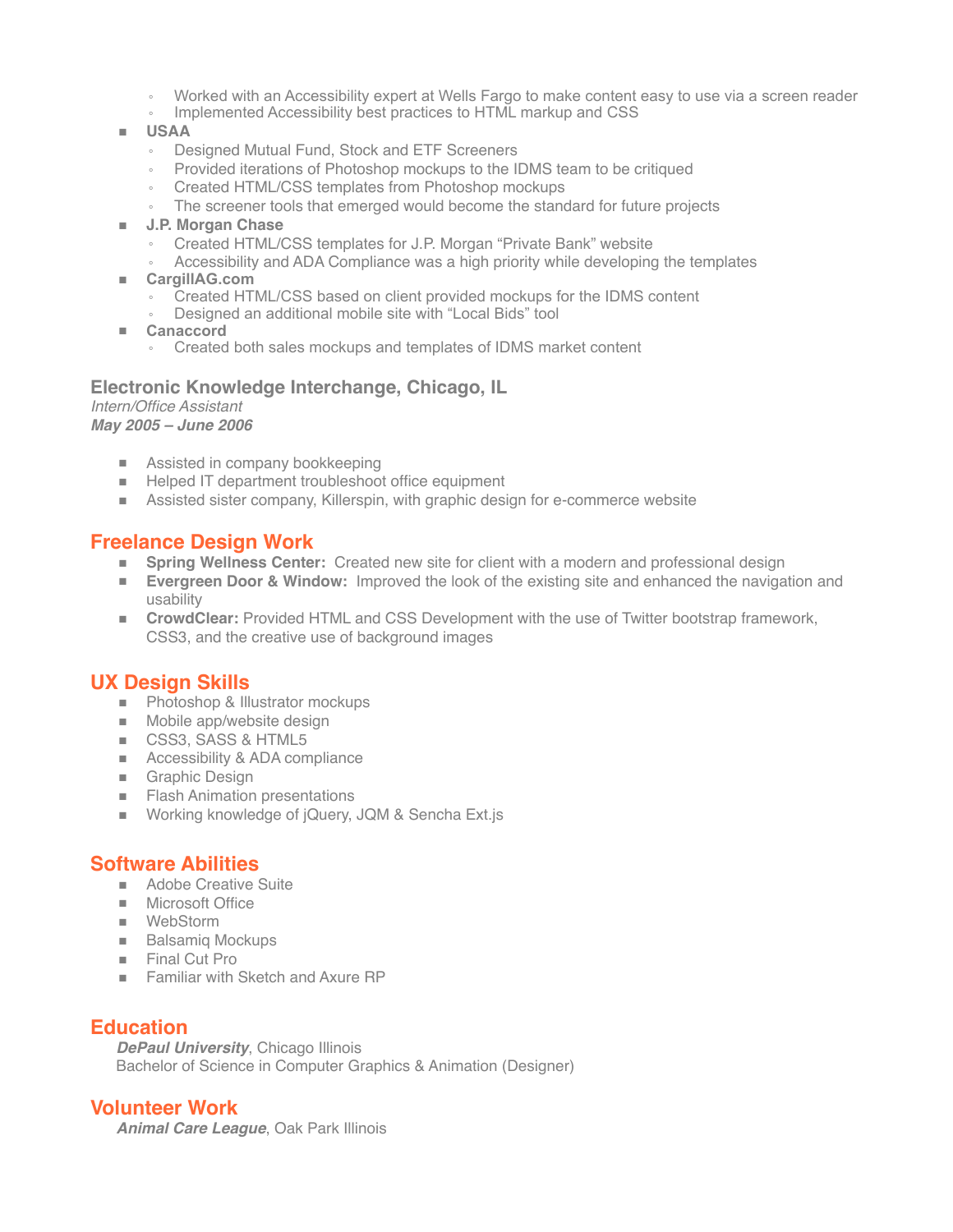- Worked with an Accessibility expert at Wells Fargo to make content easy to use via a screen reader
    - Implemented Accessibility best practices to HTML markup and CSS
- **USAA**
    - Designed Mutual Fund, Stock and ETF Screeners
    - Provided iterations of Photoshop mockups to the IDMS team to be critiqued
    - Created HTML/CSS templates from Photoshop mockups
    - The screener tools that emerged would become the standard for future projects
- **J.P. Morgan Chase**
    - Created HTML/CSS templates for J.P. Morgan "Private Bank" website
    - Accessibility and ADA Compliance was a high priority while developing the templates
- **CargillAG.com**
    - Created HTML/CSS based on client provided mockups for the IDMS content
    - Designed an additional mobile site with "Local Bids" tool
- **Canaccord**
    - Created both sales mockups and templates of IDMS market content

### Electronic Knowledge Interchange, Chicago, IL

*Intern/Office Assistant*
***May 2005 – June 2006***

- Assisted in company bookkeeping
- Helped IT department troubleshoot office equipment
- Assisted sister company, Killerspin, with graphic design for e-commerce website

## Freelance Design Work

- **Spring Wellness Center:** Created new site for client with a modern and professional design
- **Evergreen Door & Window:** Improved the look of the existing site and enhanced the navigation and usability
- **CrowdClear:** Provided HTML and CSS Development with the use of Twitter bootstrap framework, CSS3, and the creative use of background images

## UX Design Skills

- Photoshop & Illustrator mockups
- Mobile app/website design
- CSS3, SASS & HTML5
- Accessibility & ADA compliance
- Graphic Design
- Flash Animation presentations
- Working knowledge of jQuery, JQM & Sencha Ext.js

## Software Abilities

- Adobe Creative Suite
- Microsoft Office
- WebStorm
- Balsamiq Mockups
- Final Cut Pro
- Familiar with Sketch and Axure RP

## Education

***DePaul University***, Chicago Illinois
Bachelor of Science in Computer Graphics & Animation (Designer)

## Volunteer Work

***Animal Care League***, Oak Park Illinois